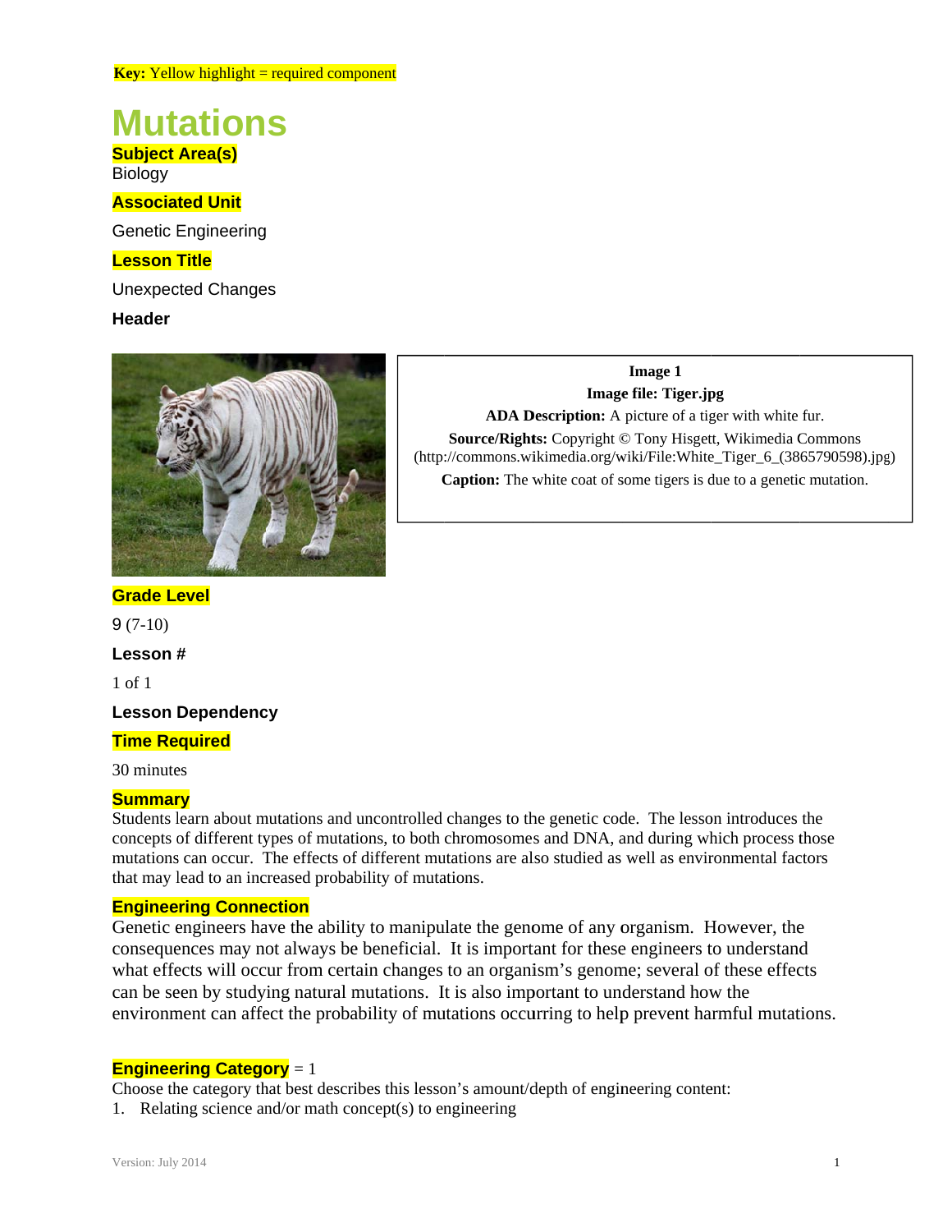**Key:** Yellow highlight = required component

# Mutations

## Subject Area(s)

Biology

## Associated Unit

Genetic Engineering

## Lesson Title

Unexpected Changes

## Header

**Image 1**

**Image file: Tiger.jpg**

**ADA Description:** A picture of a tiger with white fur.

**Source/Rights:** Copyright © Tony Hisgett, Wikimedia Commons (http://commons.wikimedia.org/wiki/File:White_Tiger_6_(3865790598).jpg)

**Caption:** The white coat of some tigers is due to a genetic mutation.

## Grade Level

9 (7-10)

## Lesson #

1 of 1

## Lesson Dependency

## Time Required

30 minutes

## Summary

Students learn about mutations and uncontrolled changes to the genetic code. The lesson introduces the concepts of different types of mutations, to both chromosomes and DNA, and during which process those mutations can occur. The effects of different mutations are also studied as well as environmental factors that may lead to an increased probability of mutations.

## Engineering Connection

Genetic engineers have the ability to manipulate the genome of any organism. However, the consequences may not always be beneficial. It is important for these engineers to understand what effects will occur from certain changes to an organism's genome; several of these effects can be seen by studying natural mutations. It is also important to understand how the environment can affect the probability of mutations occurring to help prevent harmful mutations.

## Engineering Category = 1

Choose the category that best describes this lesson's amount/depth of engineering content:

1. Relating science and/or math concept(s) to engineering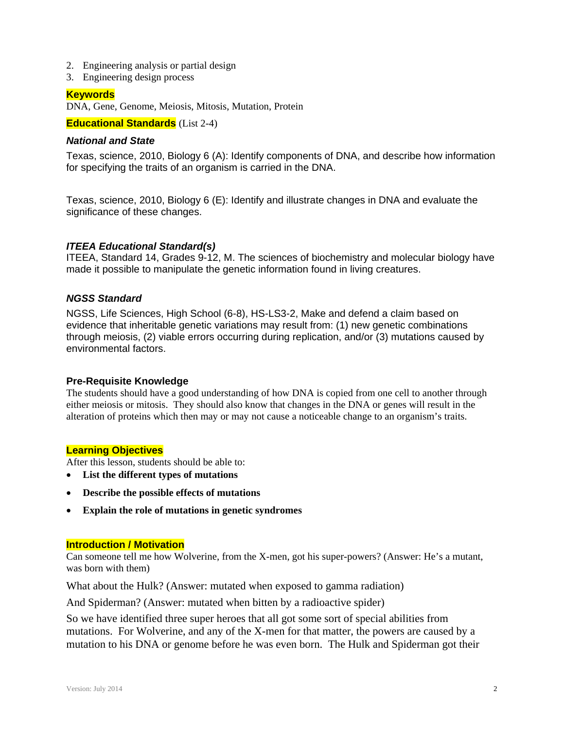2. Engineering analysis or partial design
3. Engineering design process

## Keywords

DNA, Gene, Genome, Meiosis, Mitosis, Mutation, Protein

## Educational Standards (List 2-4)

### *National and State*

Texas, science, 2010, Biology 6 (A): Identify components of DNA, and describe how information for specifying the traits of an organism is carried in the DNA.

Texas, science, 2010, Biology 6 (E): Identify and illustrate changes in DNA and evaluate the significance of these changes.

### *ITEEA Educational Standard(s)*

ITEEA, Standard 14, Grades 9-12, M. The sciences of biochemistry and molecular biology have made it possible to manipulate the genetic information found in living creatures.

### *NGSS Standard*

NGSS, Life Sciences, High School (6-8), HS-LS3-2, Make and defend a claim based on evidence that inheritable genetic variations may result from: (1) new genetic combinations through meiosis, (2) viable errors occurring during replication, and/or (3) mutations caused by environmental factors.

### Pre-Requisite Knowledge

The students should have a good understanding of how DNA is copied from one cell to another through either meiosis or mitosis. They should also know that changes in the DNA or genes will result in the alteration of proteins which then may or may not cause a noticeable change to an organism's traits.

## Learning Objectives

After this lesson, students should be able to:

- **List the different types of mutations**
- **Describe the possible effects of mutations**
- **Explain the role of mutations in genetic syndromes**

## Introduction / Motivation

Can someone tell me how Wolverine, from the X-men, got his super-powers? (Answer: He's a mutant, was born with them)

What about the Hulk? (Answer: mutated when exposed to gamma radiation)

And Spiderman? (Answer: mutated when bitten by a radioactive spider)

So we have identified three super heroes that all got some sort of special abilities from mutations. For Wolverine, and any of the X-men for that matter, the powers are caused by a mutation to his DNA or genome before he was even born. The Hulk and Spiderman got their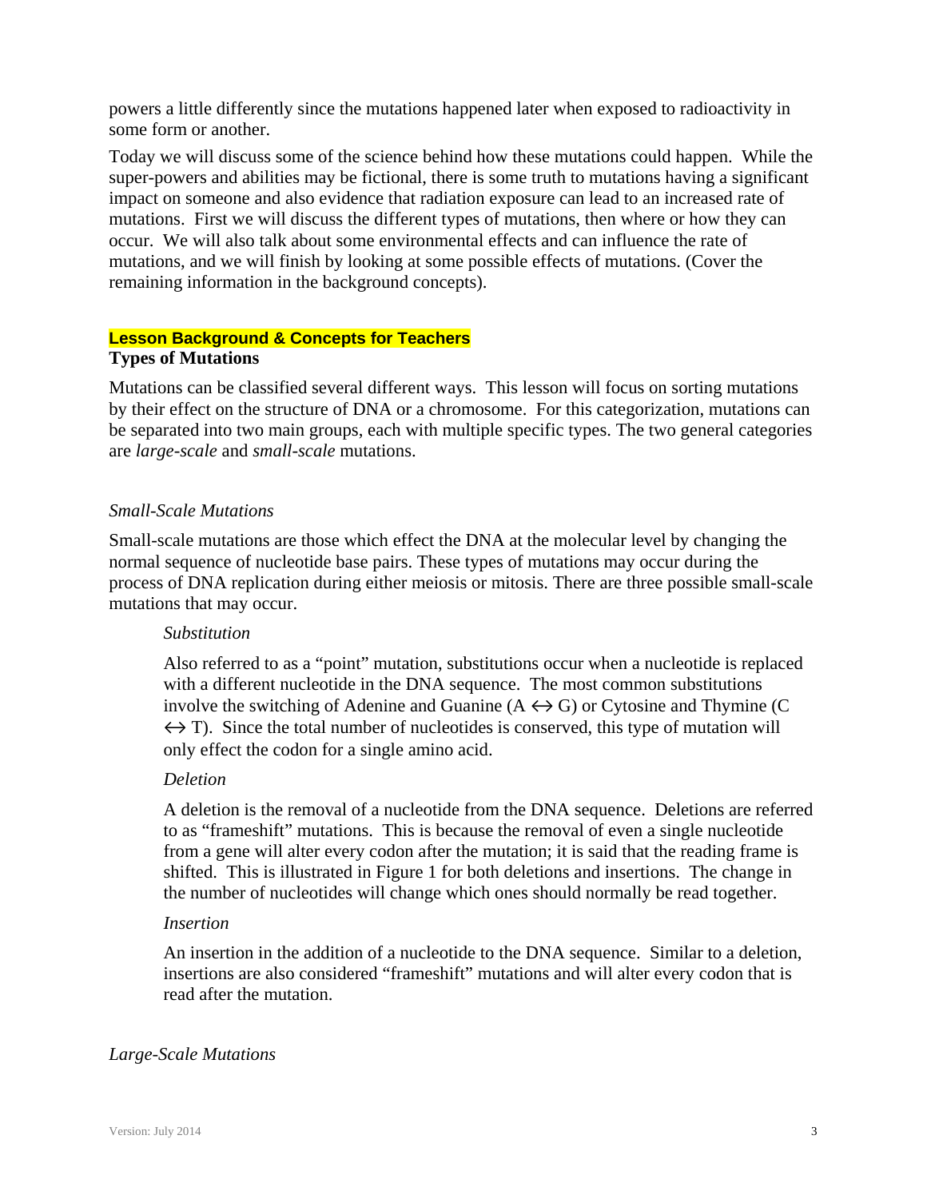powers a little differently since the mutations happened later when exposed to radioactivity in some form or another.

Today we will discuss some of the science behind how these mutations could happen. While the super-powers and abilities may be fictional, there is some truth to mutations having a significant impact on someone and also evidence that radiation exposure can lead to an increased rate of mutations. First we will discuss the different types of mutations, then where or how they can occur. We will also talk about some environmental effects and can influence the rate of mutations, and we will finish by looking at some possible effects of mutations. (Cover the remaining information in the background concepts).

## Lesson Background & Concepts for Teachers

### Types of Mutations

Mutations can be classified several different ways. This lesson will focus on sorting mutations by their effect on the structure of DNA or a chromosome. For this categorization, mutations can be separated into two main groups, each with multiple specific types. The two general categories are *large-scale* and *small-scale* mutations.

#### *Small-Scale Mutations*

Small-scale mutations are those which effect the DNA at the molecular level by changing the normal sequence of nucleotide base pairs. These types of mutations may occur during the process of DNA replication during either meiosis or mitosis. There are three possible small-scale mutations that may occur.

*Substitution*

Also referred to as a "point" mutation, substitutions occur when a nucleotide is replaced with a different nucleotide in the DNA sequence. The most common substitutions involve the switching of Adenine and Guanine (A $\leftrightarrow$ G) or Cytosine and Thymine (C $\leftrightarrow$ T). Since the total number of nucleotides is conserved, this type of mutation will only effect the codon for a single amino acid.

*Deletion*

A deletion is the removal of a nucleotide from the DNA sequence. Deletions are referred to as "frameshift" mutations. This is because the removal of even a single nucleotide from a gene will alter every codon after the mutation; it is said that the reading frame is shifted. This is illustrated in Figure 1 for both deletions and insertions. The change in the number of nucleotides will change which ones should normally be read together.

*Insertion*

An insertion in the addition of a nucleotide to the DNA sequence. Similar to a deletion, insertions are also considered "frameshift" mutations and will alter every codon that is read after the mutation.

#### *Large-Scale Mutations*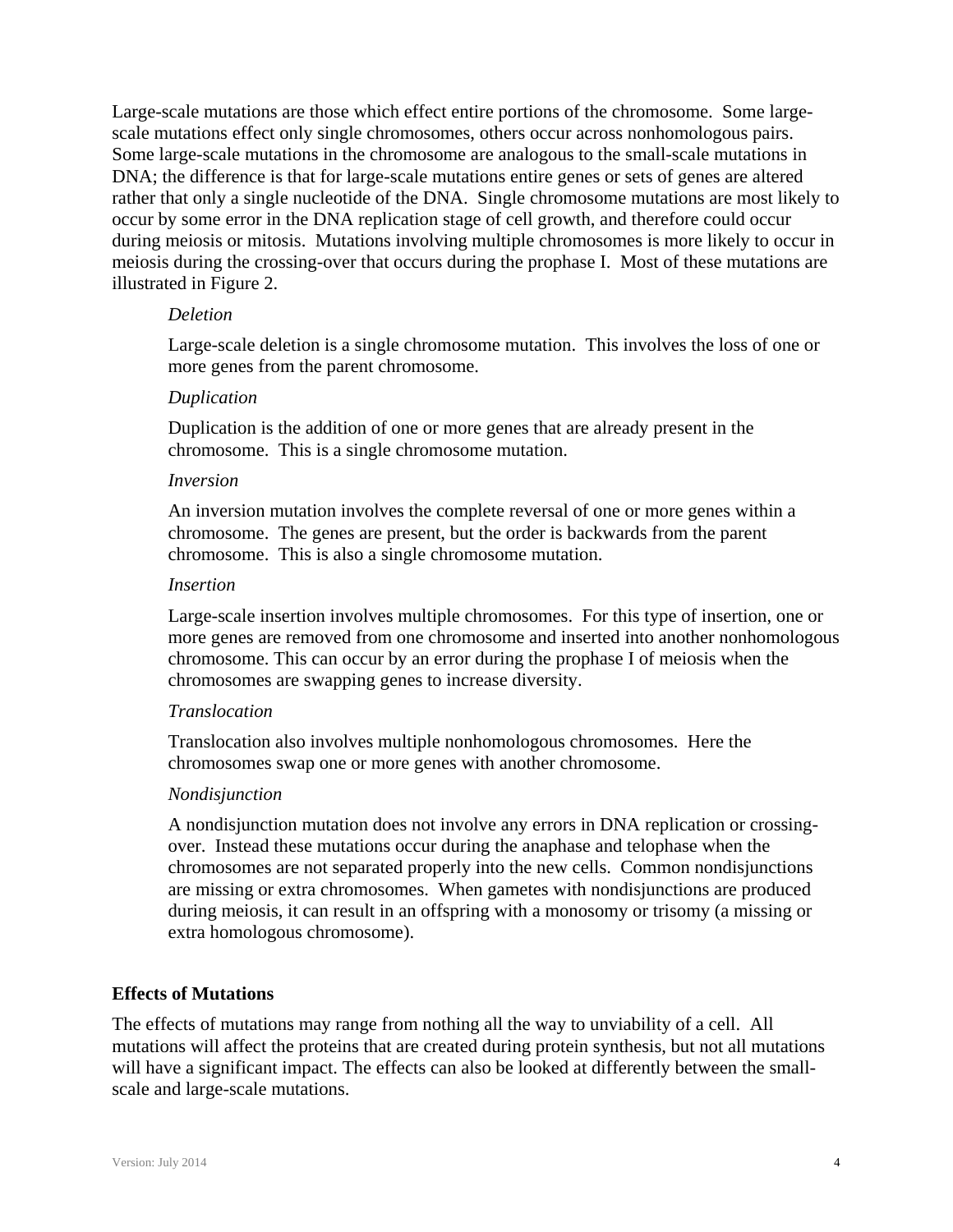Large-scale mutations are those which effect entire portions of the chromosome.  Some large-scale mutations effect only single chromosomes, others occur across nonhomologous pairs.  Some large-scale mutations in the chromosome are analogous to the small-scale mutations in DNA; the difference is that for large-scale mutations entire genes or sets of genes are altered rather that only a single nucleotide of the DNA.  Single chromosome mutations are most likely to occur by some error in the DNA replication stage of cell growth, and therefore could occur during meiosis or mitosis.  Mutations involving multiple chromosomes is more likely to occur in meiosis during the crossing-over that occurs during the prophase I.  Most of these mutations are illustrated in Figure 2.

*Deletion*

Large-scale deletion is a single chromosome mutation.  This involves the loss of one or more genes from the parent chromosome.

*Duplication*

Duplication is the addition of one or more genes that are already present in the chromosome.  This is a single chromosome mutation.

*Inversion*

An inversion mutation involves the complete reversal of one or more genes within a chromosome.  The genes are present, but the order is backwards from the parent chromosome.  This is also a single chromosome mutation.

*Insertion*

Large-scale insertion involves multiple chromosomes.  For this type of insertion, one or more genes are removed from one chromosome and inserted into another nonhomologous chromosome. This can occur by an error during the prophase I of meiosis when the chromosomes are swapping genes to increase diversity.

*Translocation*

Translocation also involves multiple nonhomologous chromosomes.  Here the chromosomes swap one or more genes with another chromosome.

*Nondisjunction*

A nondisjunction mutation does not involve any errors in DNA replication or crossing-over.  Instead these mutations occur during the anaphase and telophase when the chromosomes are not separated properly into the new cells.  Common nondisjunctions are missing or extra chromosomes.  When gametes with nondisjunctions are produced during meiosis, it can result in an offspring with a monosomy or trisomy (a missing or extra homologous chromosome).

## Effects of Mutations

The effects of mutations may range from nothing all the way to unviability of a cell.  All mutations will affect the proteins that are created during protein synthesis, but not all mutations will have a significant impact. The effects can also be looked at differently between the small-scale and large-scale mutations.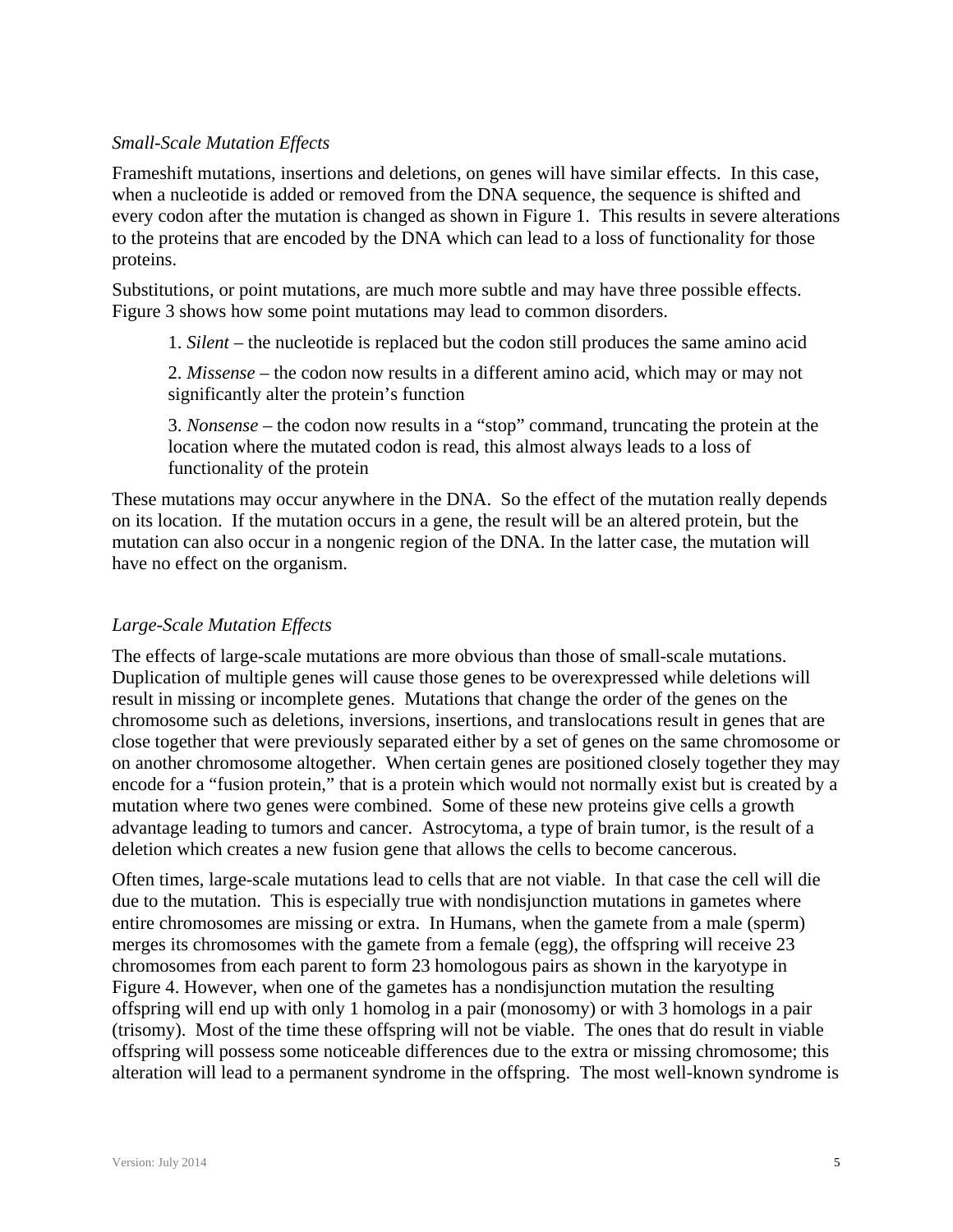*Small-Scale Mutation Effects*

Frameshift mutations, insertions and deletions, on genes will have similar effects. In this case, when a nucleotide is added or removed from the DNA sequence, the sequence is shifted and every codon after the mutation is changed as shown in Figure 1. This results in severe alterations to the proteins that are encoded by the DNA which can lead to a loss of functionality for those proteins.

Substitutions, or point mutations, are much more subtle and may have three possible effects. Figure 3 shows how some point mutations may lead to common disorders.

1. *Silent* – the nucleotide is replaced but the codon still produces the same amino acid

2. *Missense* – the codon now results in a different amino acid, which may or may not significantly alter the protein's function

3. *Nonsense* – the codon now results in a "stop" command, truncating the protein at the location where the mutated codon is read, this almost always leads to a loss of functionality of the protein

These mutations may occur anywhere in the DNA. So the effect of the mutation really depends on its location. If the mutation occurs in a gene, the result will be an altered protein, but the mutation can also occur in a nongenic region of the DNA. In the latter case, the mutation will have no effect on the organism.

*Large-Scale Mutation Effects*

The effects of large-scale mutations are more obvious than those of small-scale mutations. Duplication of multiple genes will cause those genes to be overexpressed while deletions will result in missing or incomplete genes. Mutations that change the order of the genes on the chromosome such as deletions, inversions, insertions, and translocations result in genes that are close together that were previously separated either by a set of genes on the same chromosome or on another chromosome altogether. When certain genes are positioned closely together they may encode for a "fusion protein," that is a protein which would not normally exist but is created by a mutation where two genes were combined. Some of these new proteins give cells a growth advantage leading to tumors and cancer. Astrocytoma, a type of brain tumor, is the result of a deletion which creates a new fusion gene that allows the cells to become cancerous.

Often times, large-scale mutations lead to cells that are not viable. In that case the cell will die due to the mutation. This is especially true with nondisjunction mutations in gametes where entire chromosomes are missing or extra. In Humans, when the gamete from a male (sperm) merges its chromosomes with the gamete from a female (egg), the offspring will receive 23 chromosomes from each parent to form 23 homologous pairs as shown in the karyotype in Figure 4. However, when one of the gametes has a nondisjunction mutation the resulting offspring will end up with only 1 homolog in a pair (monosomy) or with 3 homologs in a pair (trisomy). Most of the time these offspring will not be viable. The ones that do result in viable offspring will possess some noticeable differences due to the extra or missing chromosome; this alteration will lead to a permanent syndrome in the offspring. The most well-known syndrome is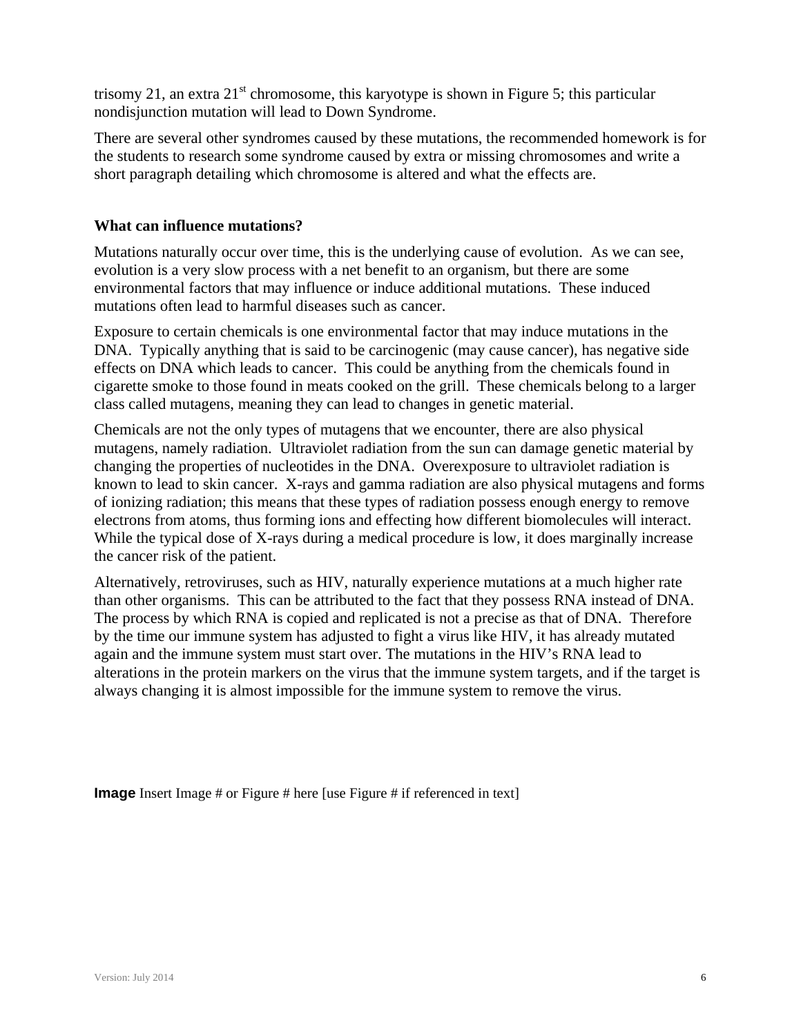trisomy 21, an extra 21st chromosome, this karyotype is shown in Figure 5; this particular nondisjunction mutation will lead to Down Syndrome.

There are several other syndromes caused by these mutations, the recommended homework is for the students to research some syndrome caused by extra or missing chromosomes and write a short paragraph detailing which chromosome is altered and what the effects are.

### What can influence mutations?

Mutations naturally occur over time, this is the underlying cause of evolution. As we can see, evolution is a very slow process with a net benefit to an organism, but there are some environmental factors that may influence or induce additional mutations. These induced mutations often lead to harmful diseases such as cancer.

Exposure to certain chemicals is one environmental factor that may induce mutations in the DNA. Typically anything that is said to be carcinogenic (may cause cancer), has negative side effects on DNA which leads to cancer. This could be anything from the chemicals found in cigarette smoke to those found in meats cooked on the grill. These chemicals belong to a larger class called mutagens, meaning they can lead to changes in genetic material.

Chemicals are not the only types of mutagens that we encounter, there are also physical mutagens, namely radiation. Ultraviolet radiation from the sun can damage genetic material by changing the properties of nucleotides in the DNA. Overexposure to ultraviolet radiation is known to lead to skin cancer. X-rays and gamma radiation are also physical mutagens and forms of ionizing radiation; this means that these types of radiation possess enough energy to remove electrons from atoms, thus forming ions and effecting how different biomolecules will interact. While the typical dose of X-rays during a medical procedure is low, it does marginally increase the cancer risk of the patient.

Alternatively, retroviruses, such as HIV, naturally experience mutations at a much higher rate than other organisms. This can be attributed to the fact that they possess RNA instead of DNA. The process by which RNA is copied and replicated is not a precise as that of DNA. Therefore by the time our immune system has adjusted to fight a virus like HIV, it has already mutated again and the immune system must start over. The mutations in the HIV's RNA lead to alterations in the protein markers on the virus that the immune system targets, and if the target is always changing it is almost impossible for the immune system to remove the virus.

**Image** Insert Image # or Figure # here [use Figure # if referenced in text]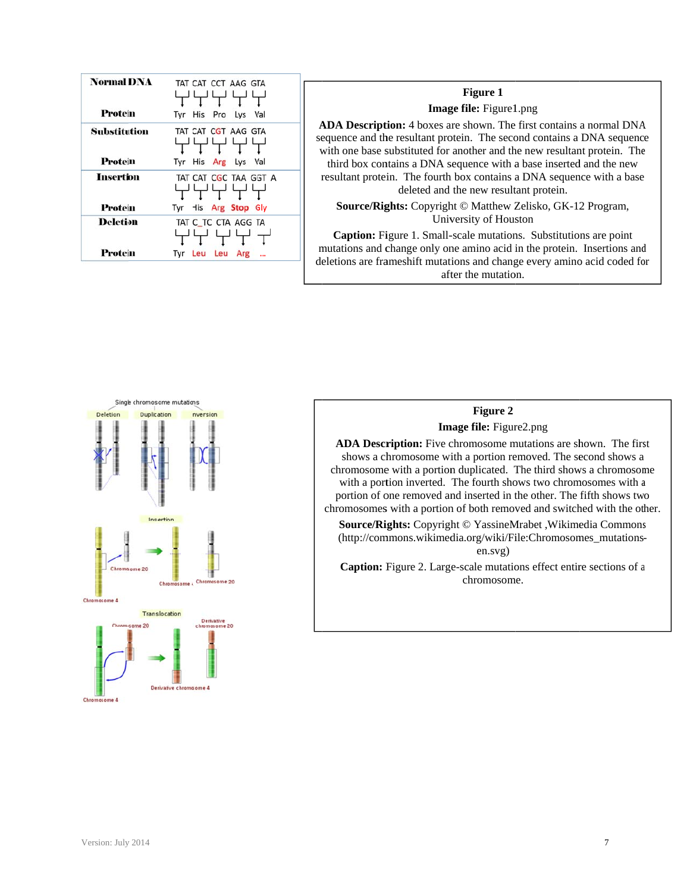| Normal DNA | TAT | CAT | CCT | AAG | GTA |
|---|---|---|---|---|---|
| Protein | Tyr | His | Pro | Lys | Val |
| Substitution | TAT | CAT | CGT | AAG | GTA |
| Protein | Tyr | His | Arg | Lys | Val |
| Insertion | TAT | CAT | CGC | TAA | GGT A |
| Protein | Tyr | His | Arg | Stop | Gly |
| Deletion | TAT | C_TC | CTA | AGG | TA |
| Protein | Tyr | Leu | Leu | Arg | ... |

**Figure 1**

**Image file:** Figure1.png

**ADA Description:** 4 boxes are shown. The first contains a normal DNA sequence and the resultant protein. The second contains a DNA sequence with one base substituted for another and the new resultant protein. The third box contains a DNA sequence with a base inserted and the new resultant protein. The fourth box contains a DNA sequence with a base deleted and the new resultant protein.

**Source/Rights:** Copyright © Matthew Zelisko, GK-12 Program, University of Houston

**Caption:** Figure 1. Small-scale mutations. Substitutions are point mutations and change only one amino acid in the protein. Insertions and deletions are frameshift mutations and change every amino acid coded for after the mutation.

**Figure 2**

**Image file:** Figure2.png

**ADA Description:** Five chromosome mutations are shown. The first shows a chromosome with a portion removed. The second shows a chromosome with a portion duplicated. The third shows a chromosome with a portion inverted. The fourth shows two chromosomes with a portion of one removed and inserted in the other. The fifth shows two chromosomes with a portion of both removed and switched with the other.

**Source/Rights:** Copyright © YassineMrabet ,Wikimedia Commons (http://commons.wikimedia.org/wiki/File:Chromosomes_mutations-en.svg)

**Caption:** Figure 2. Large-scale mutations effect entire sections of a chromosome.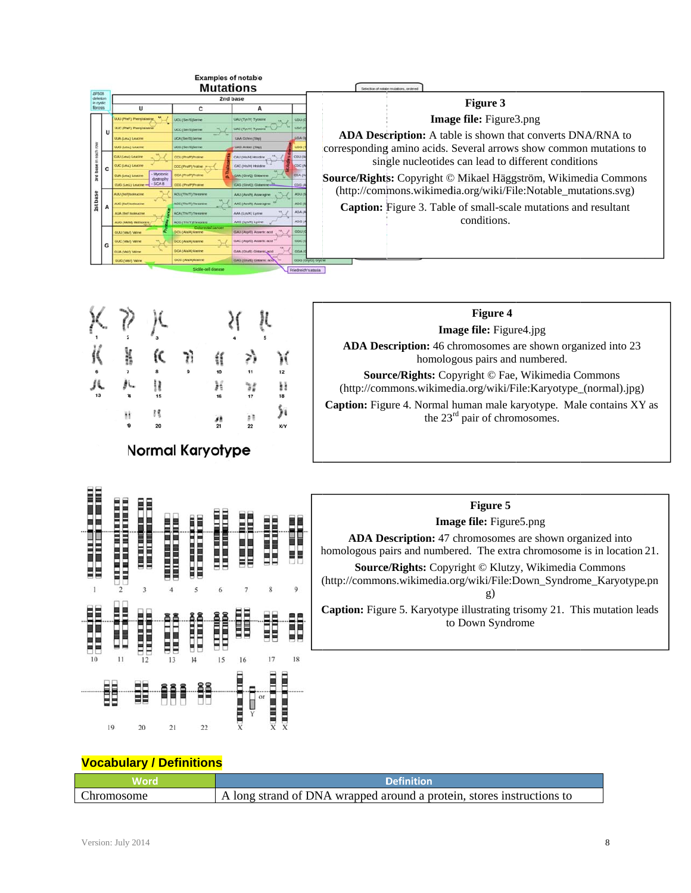**Figure 3**

**Image file:** Figure3.png

**ADA Description:** A table is shown that converts DNA/RNA to corresponding amino acids. Several arrows show common mutations to single nucleotides can lead to different conditions

**Source/Rights:** Copyright © Mikael Häggström, Wikimedia Commons (http://commons.wikimedia.org/wiki/File:Notable_mutations.svg)

**Caption:** Figure 3. Table of small-scale mutations and resultant conditions.

**Figure 4**

**Image file:** Figure4.jpg

**ADA Description:** 46 chromosomes are shown organized into 23 homologous pairs and numbered.

**Source/Rights:** Copyright © Fae, Wikimedia Commons (http://commons.wikimedia.org/wiki/File:Karyotype_(normal).jpg)

**Caption:** Figure 4. Normal human male karyotype. Male contains XY as the 23rd pair of chromosomes.

**Figure 5**

**Image file:** Figure5.png

**ADA Description:** 47 chromosomes are shown organized into homologous pairs and numbered. The extra chromosome is in location 21.

**Source/Rights:** Copyright © Klutzy, Wikimedia Commons (http://commons.wikimedia.org/wiki/File:Down_Syndrome_Karyotype.png)

**Caption:** Figure 5. Karyotype illustrating trisomy 21. This mutation leads to Down Syndrome

## Vocabulary / Definitions

| Word | Definition |
|---|---|
| Chromosome | A long strand of DNA wrapped around a protein, stores instructions to |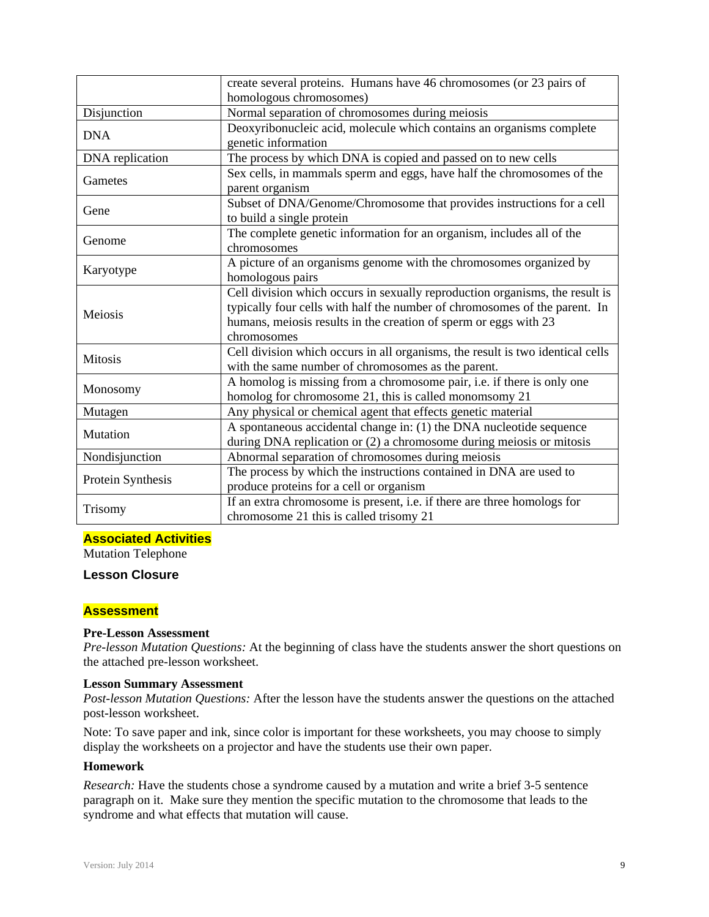| | |
|---|---|
| | create several proteins. Humans have 46 chromosomes (or 23 pairs of homologous chromosomes) |
| Disjunction | Normal separation of chromosomes during meiosis |
| DNA | Deoxyribonucleic acid, molecule which contains an organisms complete genetic information |
| DNA replication | The process by which DNA is copied and passed on to new cells |
| Gametes | Sex cells, in mammals sperm and eggs, have half the chromosomes of the parent organism |
| Gene | Subset of DNA/Genome/Chromosome that provides instructions for a cell to build a single protein |
| Genome | The complete genetic information for an organism, includes all of the chromosomes |
| Karyotype | A picture of an organisms genome with the chromosomes organized by homologous pairs |
| Meiosis | Cell division which occurs in sexually reproduction organisms, the result is typically four cells with half the number of chromosomes of the parent. In humans, meiosis results in the creation of sperm or eggs with 23 chromosomes |
| Mitosis | Cell division which occurs in all organisms, the result is two identical cells with the same number of chromosomes as the parent. |
| Monosomy | A homolog is missing from a chromosome pair, i.e. if there is only one homolog for chromosome 21, this is called monomsomy 21 |
| Mutagen | Any physical or chemical agent that effects genetic material |
| Mutation | A spontaneous accidental change in: (1) the DNA nucleotide sequence during DNA replication or (2) a chromosome during meiosis or mitosis |
| Nondisjunction | Abnormal separation of chromosomes during meiosis |
| Protein Synthesis | The process by which the instructions contained in DNA are used to produce proteins for a cell or organism |
| Trisomy | If an extra chromosome is present, i.e. if there are three homologs for chromosome 21 this is called trisomy 21 |

## Associated Activities

Mutation Telephone

## Lesson Closure

## Assessment

**Pre-Lesson Assessment**

*Pre-lesson Mutation Questions:* At the beginning of class have the students answer the short questions on the attached pre-lesson worksheet.

**Lesson Summary Assessment**

*Post-lesson Mutation Questions:* After the lesson have the students answer the questions on the attached post-lesson worksheet.

Note: To save paper and ink, since color is important for these worksheets, you may choose to simply display the worksheets on a projector and have the students use their own paper.

**Homework**

*Research:* Have the students chose a syndrome caused by a mutation and write a brief 3-5 sentence paragraph on it. Make sure they mention the specific mutation to the chromosome that leads to the syndrome and what effects that mutation will cause.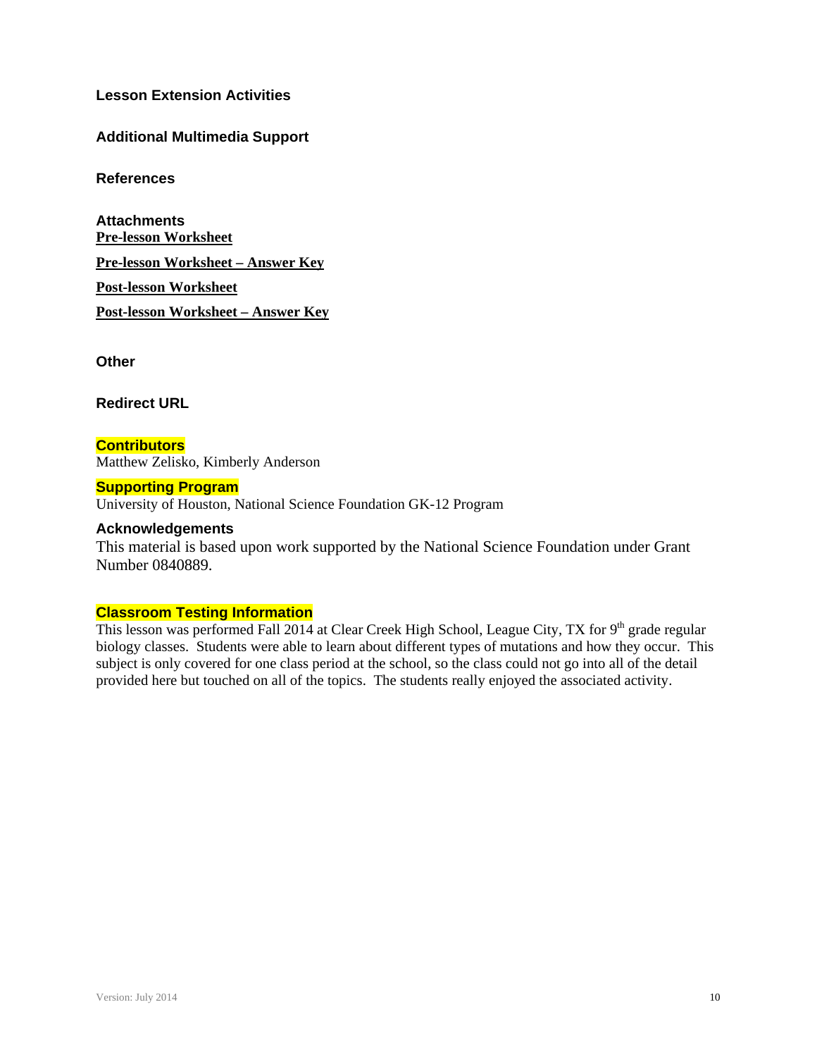### Lesson Extension Activities

### Additional Multimedia Support

### References

### Attachments

**Pre-lesson Worksheet**

**Pre-lesson Worksheet – Answer Key**

**Post-lesson Worksheet**

**Post-lesson Worksheet – Answer Key**

### Other

### Redirect URL

### Contributors

Matthew Zelisko, Kimberly Anderson

### Supporting Program

University of Houston, National Science Foundation GK-12 Program

### Acknowledgements

This material is based upon work supported by the National Science Foundation under Grant Number 0840889.

### Classroom Testing Information

This lesson was performed Fall 2014 at Clear Creek High School, League City, TX for 9th grade regular biology classes. Students were able to learn about different types of mutations and how they occur. This subject is only covered for one class period at the school, so the class could not go into all of the detail provided here but touched on all of the topics. The students really enjoyed the associated activity.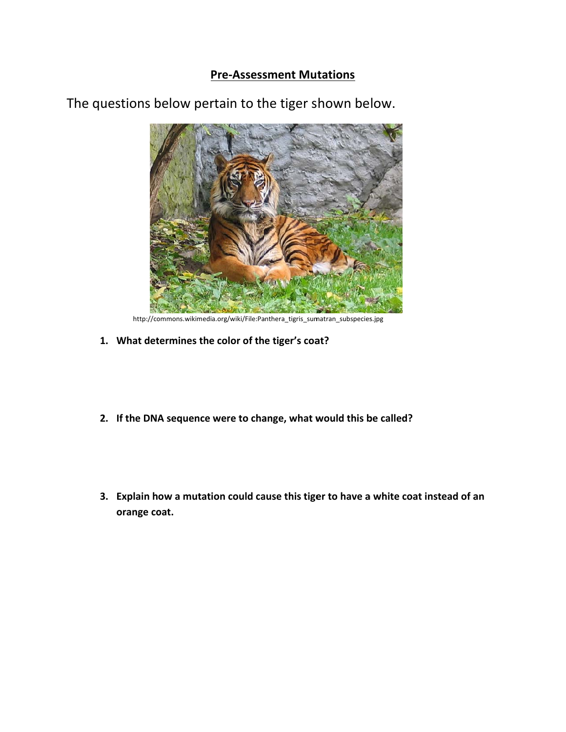## Pre-Assessment Mutations

The questions below pertain to the tiger shown below.

http://commons.wikimedia.org/wiki/File:Panthera_tigris_sumatran_subspecies.jpg

1. **What determines the color of the tiger's coat?**

2. **If the DNA sequence were to change, what would this be called?**

3. **Explain how a mutation could cause this tiger to have a white coat instead of an orange coat.**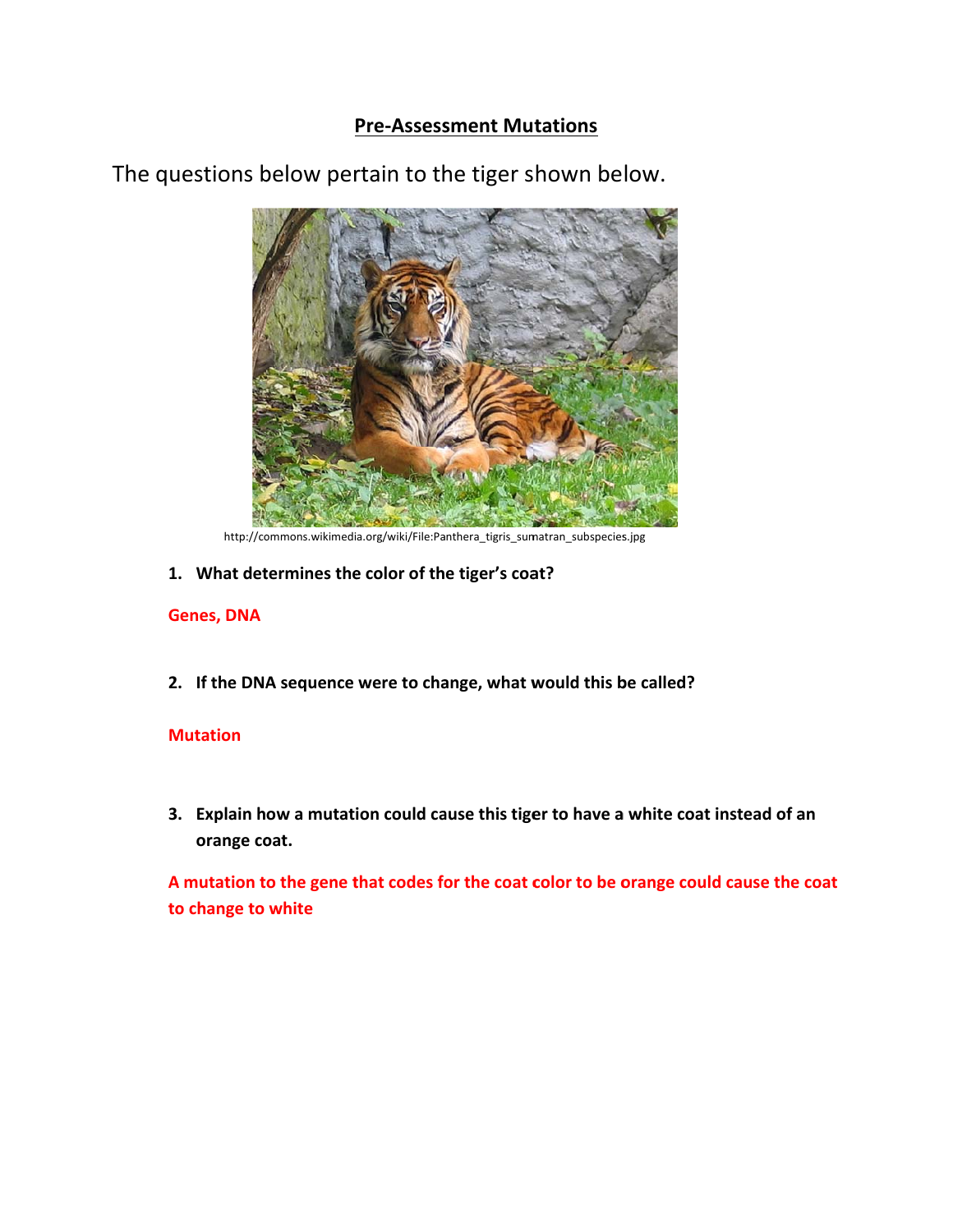# Pre-Assessment Mutations

The questions below pertain to the tiger shown below.

http://commons.wikimedia.org/wiki/File:Panthera_tigris_sumatran_subspecies.jpg

1. **What determines the color of the tiger's coat?**

**Genes, DNA**

2. **If the DNA sequence were to change, what would this be called?**

**Mutation**

3. **Explain how a mutation could cause this tiger to have a white coat instead of an orange coat.**

**A mutation to the gene that codes for the coat color to be orange could cause the coat to change to white**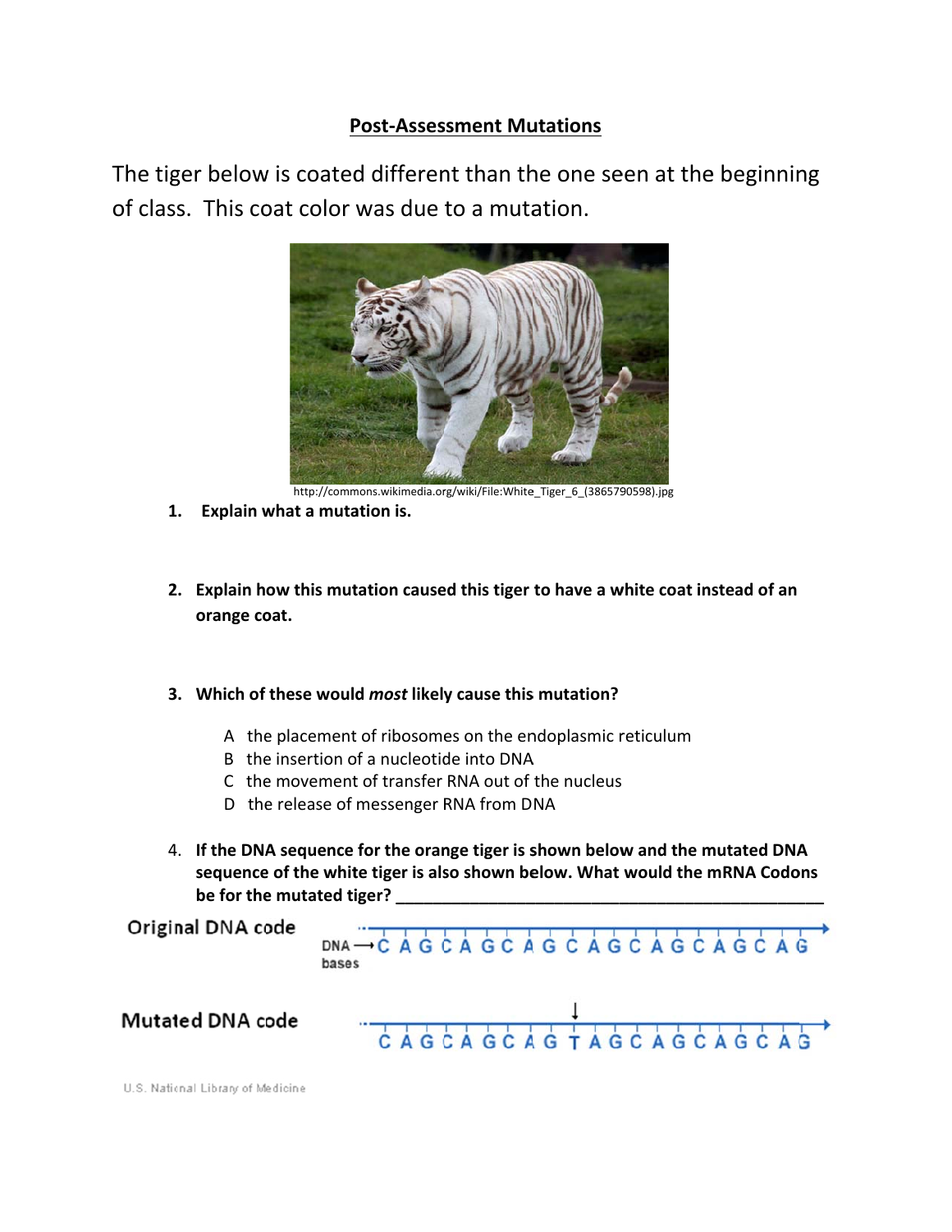## Post-Assessment Mutations

The tiger below is coated different than the one seen at the beginning of class. This coat color was due to a mutation.

http://commons.wikimedia.org/wiki/File:White_Tiger_6_(3865790598).jpg

1. **Explain what a mutation is.**

2. **Explain how this mutation caused this tiger to have a white coat instead of an orange coat.**

3. **Which of these would *most* likely cause this mutation?**

   A the placement of ribosomes on the endoplasmic reticulum
   B the insertion of a nucleotide into DNA
   C the movement of transfer RNA out of the nucleus
   D the release of messenger RNA from DNA

4. **If the DNA sequence for the orange tiger is shown below and the mutated DNA sequence of the white tiger is also shown below. What would the mRNA Codons be for the mutated tiger?** ______________________________________________

Original DNA code

DNA bases → C A G C A G C A G C A G C A G C A G C A G

Mutated DNA code

C A G C A G C A G T A G C A G C A G C A G

U.S. National Library of Medicine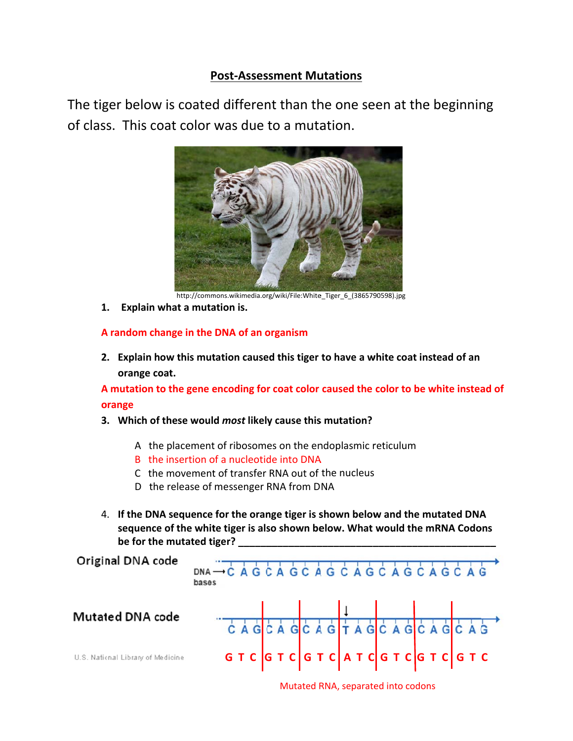## Post-Assessment Mutations

The tiger below is coated different than the one seen at the beginning of class. This coat color was due to a mutation.

http://commons.wikimedia.org/wiki/File:White_Tiger_6_(3865790598).jpg

1. **Explain what a mutation is.**

A random change in the DNA of an organism

2. **Explain how this mutation caused this tiger to have a white coat instead of an orange coat.**

A mutation to the gene encoding for coat color caused the color to be white instead of orange

3. **Which of these would *most* likely cause this mutation?**

   A the placement of ribosomes on the endoplasmic reticulum
   B the insertion of a nucleotide into DNA
   C the movement of transfer RNA out of the nucleus
   D the release of messenger RNA from DNA

4. **If the DNA sequence for the orange tiger is shown below and the mutated DNA sequence of the white tiger is also shown below. What would the mRNA Codons be for the mutated tiger? ______________________________________________**

Original DNA code

DNA → C A G C A G C A G C A G C A G C A G C A G

bases

Mutated DNA code

C A G | C A G | C A G | T A G | C A G | C A G | C A G

G T C | G T C | G T C | A T C | G T C | G T C | G T C

U.S. National Library of Medicine

Mutated RNA, separated into codons